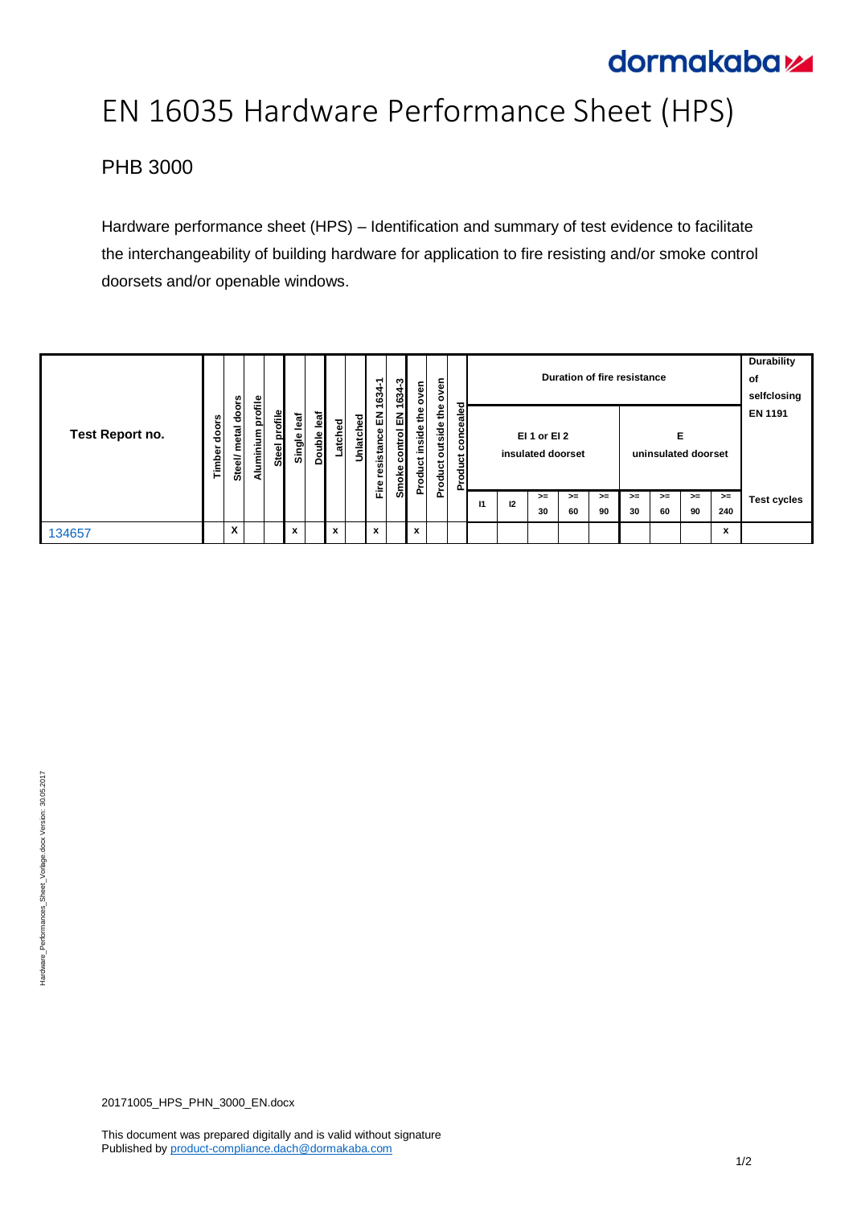# EN 16035 Hardware Performance Sheet (HPS)

## PHB 3000

Hardware performance sheet (HPS) – Identification and summary of test evidence to facilitate the interchangeability of building hardware for application to fire resisting and/or smoke control doorsets and/or openable windows.

| Test Report no. | Timber doors | Steel/ metal doors | Aluminium profile | Steel profile | Single leaf | Double leaf | Latched | Unlatched | Fire resistance EN 1634-1 | Smoke control EN 1634-3 | Product inside the oven | Product outside the oven | Product concealed | Duration of fire resistance | | | | | | | | | Durability of selfclosing EN 1191 |
|---|---|---|---|---|---|---|---|---|---|---|---|---|---|---|---|---|---|---|---|---|---|---|---|
| | | | | | | | | | | | | | | EI 1 or EI 2 insulated doorset | | | | | E uninsulated doorset | | | | |
| | | | | | | | | | | | | | | I1 | I2 | >= 30 | >= 60 | >= 90 | >= 30 | >= 60 | >= 90 | >= 240 | Test cycles |
| 134657 | | x | | | x | | x | | x | | x | | | | | | | | | | | x | |

20171005_HPS_PHN_3000_EN.docx

This document was prepared digitally and is valid without signature
Published by product-compliance.dach@dormakaba.com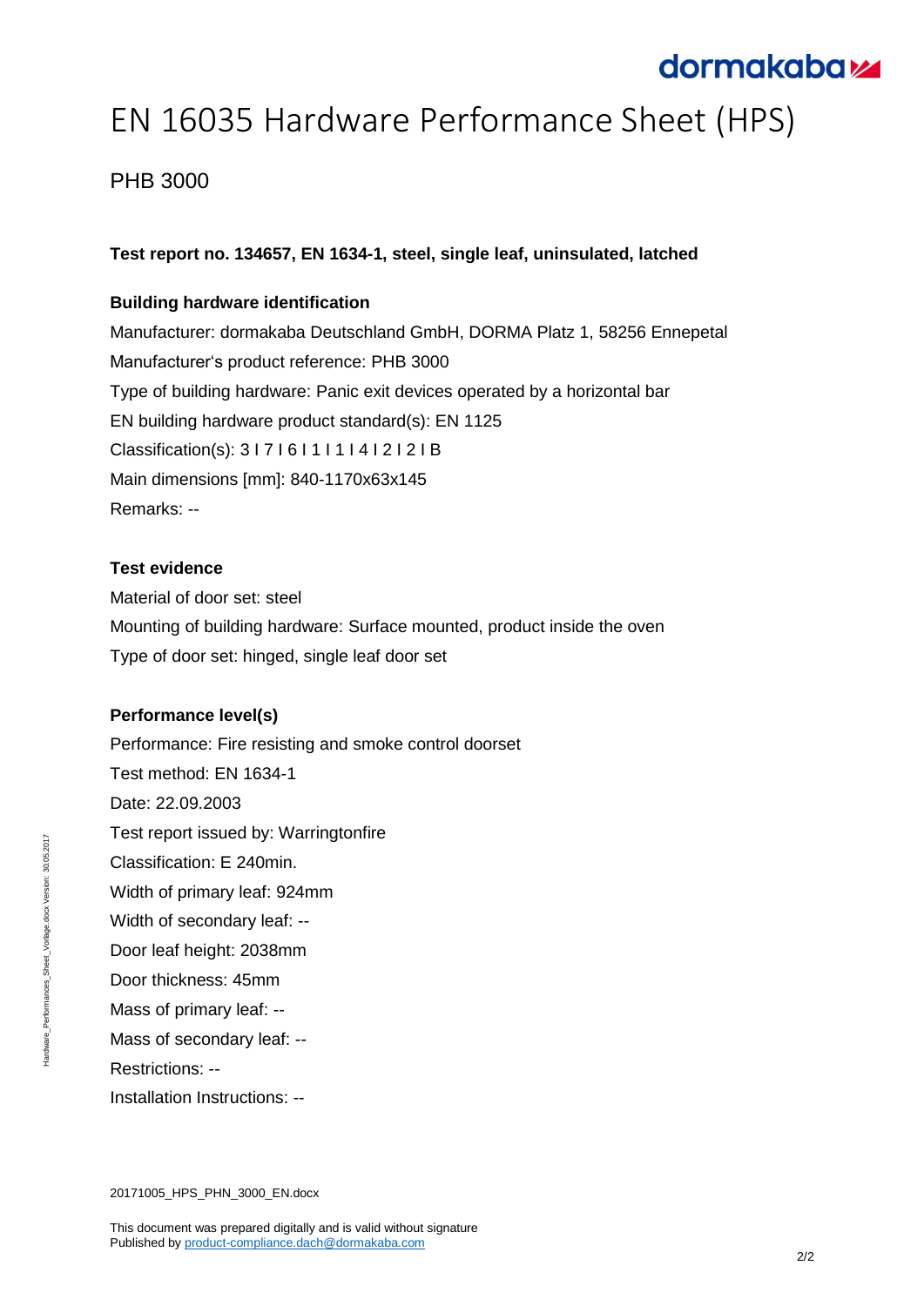# EN 16035 Hardware Performance Sheet (HPS)

## PHB 3000

**Test report no. 134657, EN 1634-1, steel, single leaf, uninsulated, latched**

**Building hardware identification**

Manufacturer: dormakaba Deutschland GmbH, DORMA Platz 1, 58256 Ennepetal
Manufacturer's product reference: PHB 3000
Type of building hardware: Panic exit devices operated by a horizontal bar
EN building hardware product standard(s): EN 1125
Classification(s): 3 I 7 I 6 I 1 I 1 I 1 I 4 I 2 I 2 I B
Main dimensions [mm]: 840-1170x63x145
Remarks: --

**Test evidence**

Material of door set: steel
Mounting of building hardware: Surface mounted, product inside the oven
Type of door set: hinged, single leaf door set

**Performance level(s)**

Performance: Fire resisting and smoke control doorset
Test method: EN 1634-1
Date: 22.09.2003
Test report issued by: Warringtonfire
Classification: E 240min.
Width of primary leaf: 924mm
Width of secondary leaf: --
Door leaf height: 2038mm
Door thickness: 45mm
Mass of primary leaf: --
Mass of secondary leaf: --
Restrictions: --
Installation Instructions: --

20171005_HPS_PHN_3000_EN.docx

This document was prepared digitally and is valid without signature
Published by product-compliance.dach@dormakaba.com